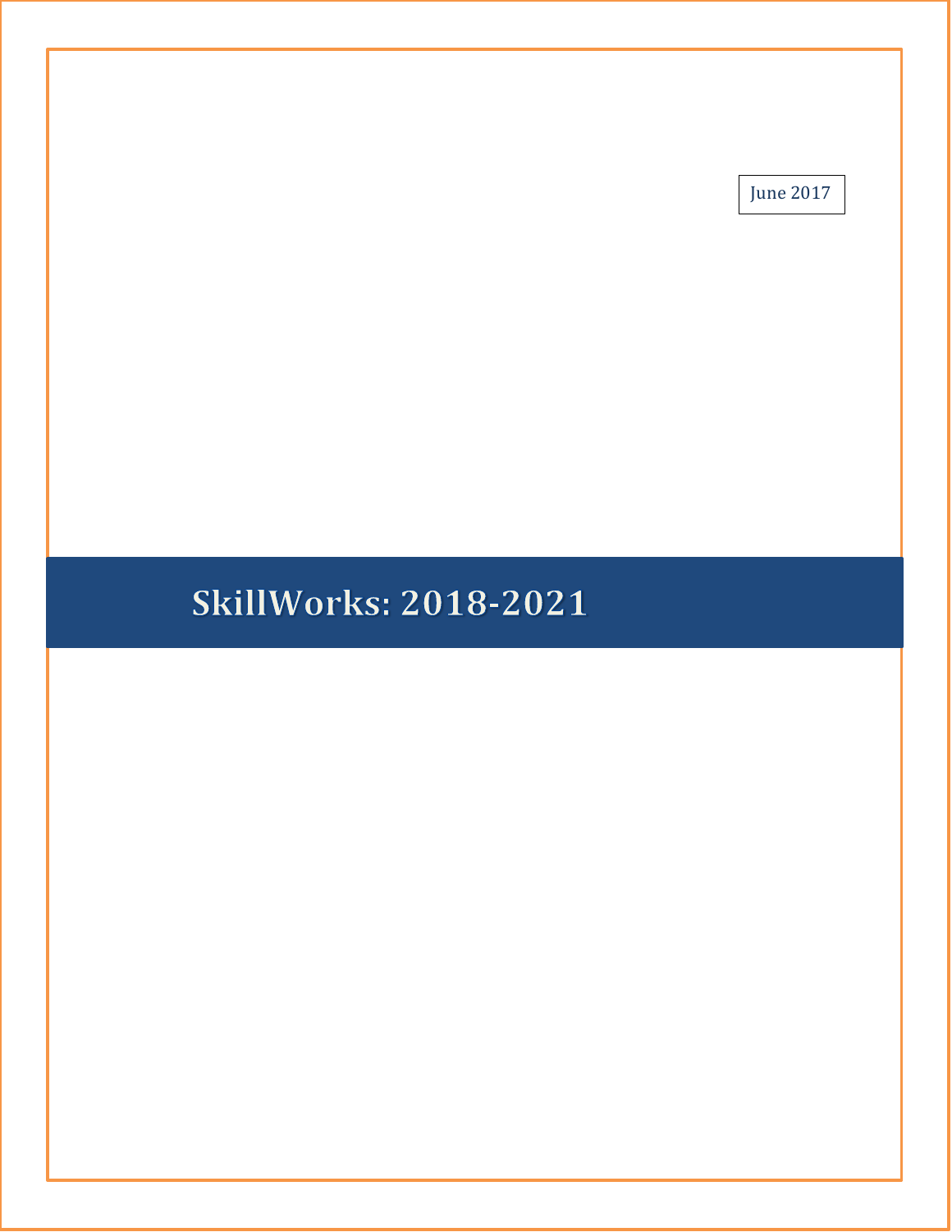June 2017

# SkillWorks: 2018-2021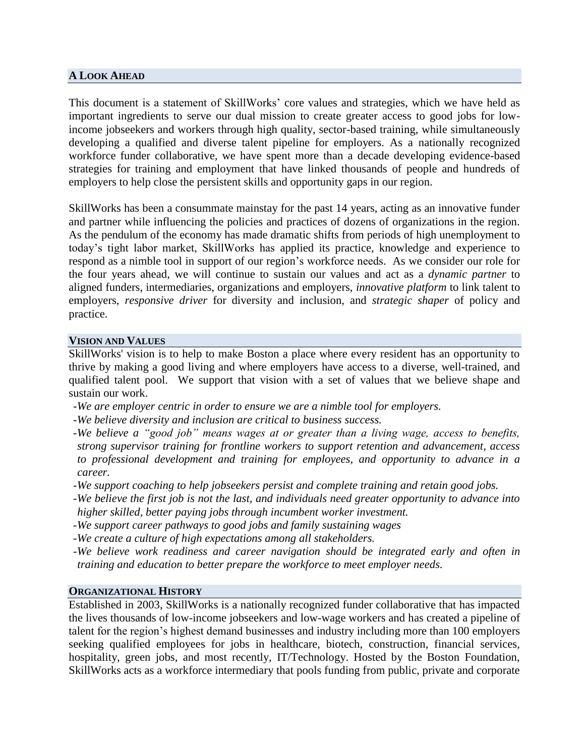## A Look Ahead

This document is a statement of SkillWorks' core values and strategies, which we have held as important ingredients to serve our dual mission to create greater access to good jobs for low-income jobseekers and workers through high quality, sector-based training, while simultaneously developing a qualified and diverse talent pipeline for employers. As a nationally recognized workforce funder collaborative, we have spent more than a decade developing evidence-based strategies for training and employment that have linked thousands of people and hundreds of employers to help close the persistent skills and opportunity gaps in our region.

SkillWorks has been a consummate mainstay for the past 14 years, acting as an innovative funder and partner while influencing the policies and practices of dozens of organizations in the region. As the pendulum of the economy has made dramatic shifts from periods of high unemployment to today's tight labor market, SkillWorks has applied its practice, knowledge and experience to respond as a nimble tool in support of our region's workforce needs. As we consider our role for the four years ahead, we will continue to sustain our values and act as a *dynamic partner* to aligned funders, intermediaries, organizations and employers, *innovative platform* to link talent to employers, *responsive driver* for diversity and inclusion, and *strategic shaper* of policy and practice.

## Vision and Values

SkillWorks' vision is to help to make Boston a place where every resident has an opportunity to thrive by making a good living and where employers have access to a diverse, well-trained, and qualified talent pool. We support that vision with a set of values that we believe shape and sustain our work.

- *We are employer centric in order to ensure we are a nimble tool for employers.*
- *We believe diversity and inclusion are critical to business success.*
- *We believe a "good job" means wages at or greater than a living wage, access to benefits, strong supervisor training for frontline workers to support retention and advancement, access to professional development and training for employees, and opportunity to advance in a career.*
- *We support coaching to help jobseekers persist and complete training and retain good jobs.*
- *We believe the first job is not the last, and individuals need greater opportunity to advance into higher skilled, better paying jobs through incumbent worker investment.*
- *We support career pathways to good jobs and family sustaining wages*
- *We create a culture of high expectations among all stakeholders.*
- *We believe work readiness and career navigation should be integrated early and often in training and education to better prepare the workforce to meet employer needs.*

## Organizational History

Established in 2003, SkillWorks is a nationally recognized funder collaborative that has impacted the lives thousands of low-income jobseekers and low-wage workers and has created a pipeline of talent for the region's highest demand businesses and industry including more than 100 employers seeking qualified employees for jobs in healthcare, biotech, construction, financial services, hospitality, green jobs, and most recently, IT/Technology. Hosted by the Boston Foundation, SkillWorks acts as a workforce intermediary that pools funding from public, private and corporate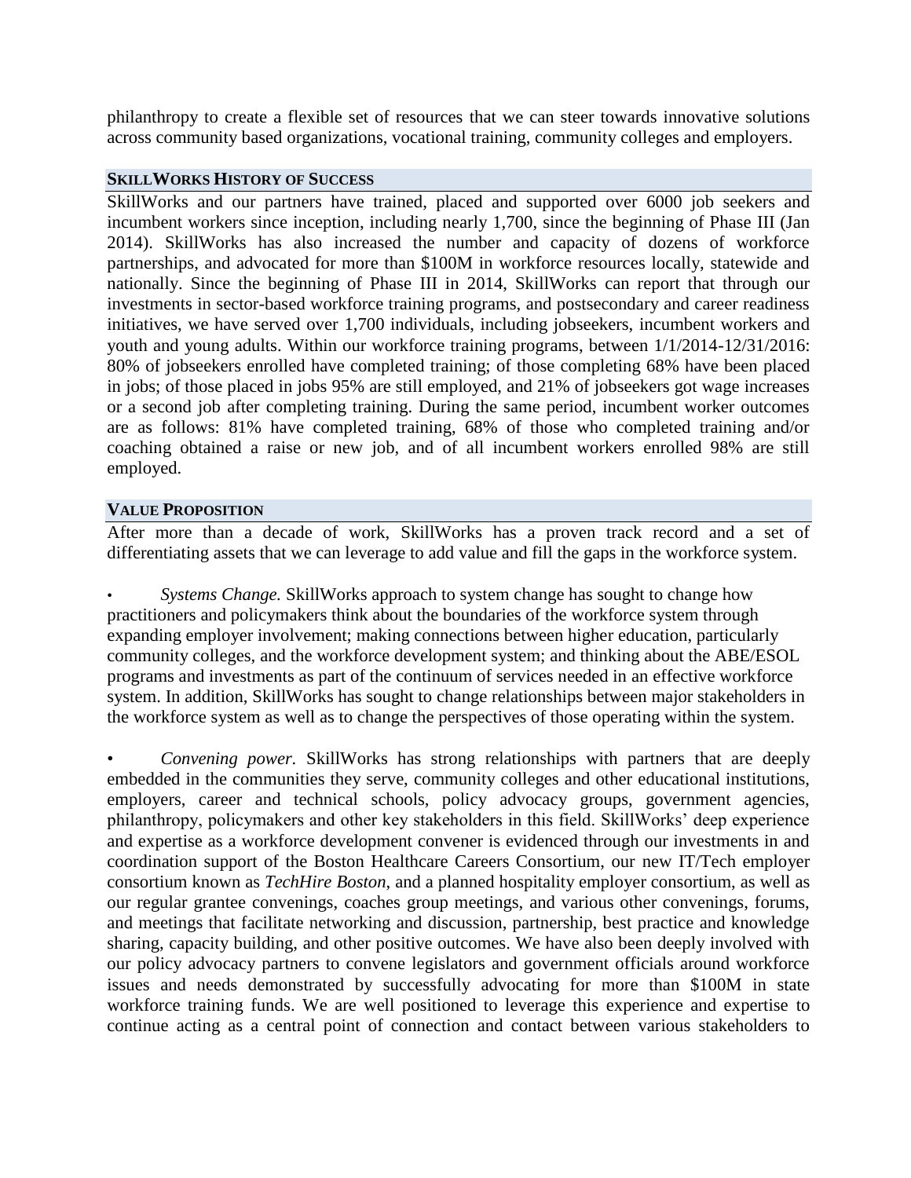philanthropy to create a flexible set of resources that we can steer towards innovative solutions across community based organizations, vocational training, community colleges and employers.

## SkillWorks History of Success

SkillWorks and our partners have trained, placed and supported over 6000 job seekers and incumbent workers since inception, including nearly 1,700, since the beginning of Phase III (Jan 2014). SkillWorks has also increased the number and capacity of dozens of workforce partnerships, and advocated for more than $100M in workforce resources locally, statewide and nationally. Since the beginning of Phase III in 2014, SkillWorks can report that through our investments in sector-based workforce training programs, and postsecondary and career readiness initiatives, we have served over 1,700 individuals, including jobseekers, incumbent workers and youth and young adults. Within our workforce training programs, between 1/1/2014-12/31/2016: 80% of jobseekers enrolled have completed training; of those completing 68% have been placed in jobs; of those placed in jobs 95% are still employed, and 21% of jobseekers got wage increases or a second job after completing training. During the same period, incumbent worker outcomes are as follows: 81% have completed training, 68% of those who completed training and/or coaching obtained a raise or new job, and of all incumbent workers enrolled 98% are still employed.

## Value Proposition

After more than a decade of work, SkillWorks has a proven track record and a set of differentiating assets that we can leverage to add value and fill the gaps in the workforce system.

- *Systems Change.* SkillWorks approach to system change has sought to change how practitioners and policymakers think about the boundaries of the workforce system through expanding employer involvement; making connections between higher education, particularly community colleges, and the workforce development system; and thinking about the ABE/ESOL programs and investments as part of the continuum of services needed in an effective workforce system. In addition, SkillWorks has sought to change relationships between major stakeholders in the workforce system as well as to change the perspectives of those operating within the system.

- *Convening power.* SkillWorks has strong relationships with partners that are deeply embedded in the communities they serve, community colleges and other educational institutions, employers, career and technical schools, policy advocacy groups, government agencies, philanthropy, policymakers and other key stakeholders in this field. SkillWorks' deep experience and expertise as a workforce development convener is evidenced through our investments in and coordination support of the Boston Healthcare Careers Consortium, our new IT/Tech employer consortium known as *TechHire Boston*, and a planned hospitality employer consortium, as well as our regular grantee convenings, coaches group meetings, and various other convenings, forums, and meetings that facilitate networking and discussion, partnership, best practice and knowledge sharing, capacity building, and other positive outcomes. We have also been deeply involved with our policy advocacy partners to convene legislators and government officials around workforce issues and needs demonstrated by successfully advocating for more than $100M in state workforce training funds. We are well positioned to leverage this experience and expertise to continue acting as a central point of connection and contact between various stakeholders to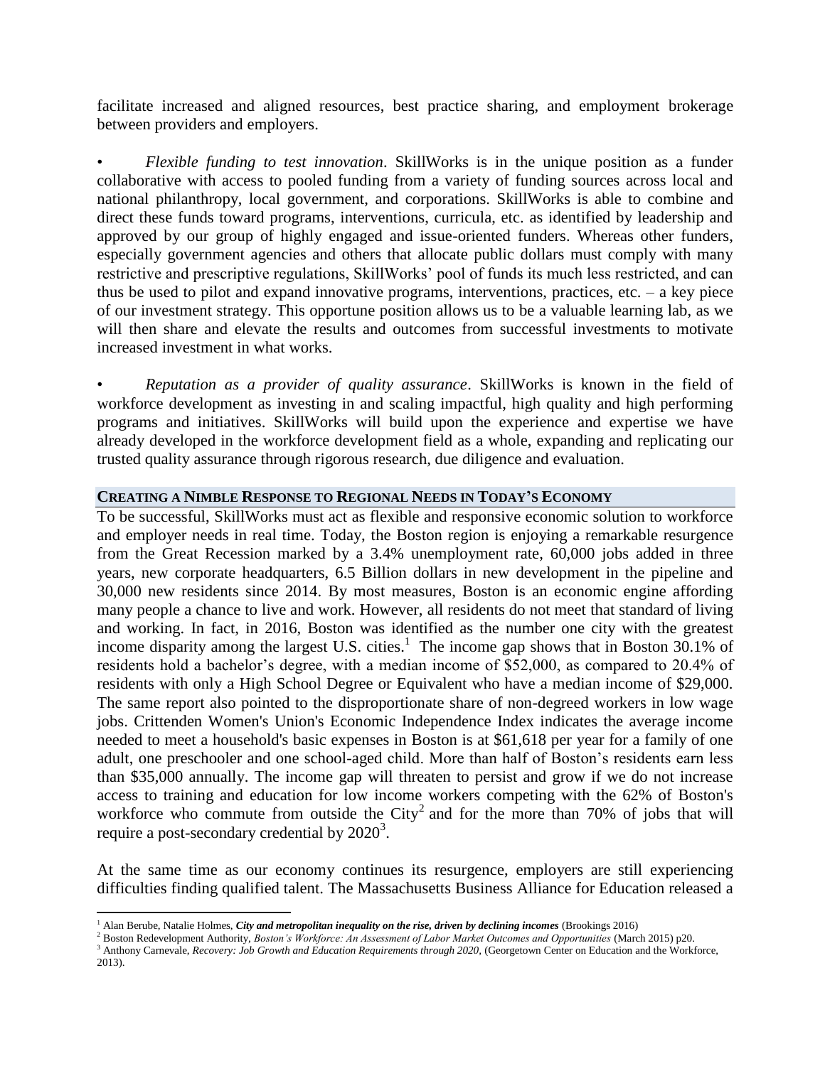facilitate increased and aligned resources, best practice sharing, and employment brokerage between providers and employers.

• *Flexible funding to test innovation*. SkillWorks is in the unique position as a funder collaborative with access to pooled funding from a variety of funding sources across local and national philanthropy, local government, and corporations. SkillWorks is able to combine and direct these funds toward programs, interventions, curricula, etc. as identified by leadership and approved by our group of highly engaged and issue-oriented funders. Whereas other funders, especially government agencies and others that allocate public dollars must comply with many restrictive and prescriptive regulations, SkillWorks' pool of funds its much less restricted, and can thus be used to pilot and expand innovative programs, interventions, practices, etc. – a key piece of our investment strategy. This opportune position allows us to be a valuable learning lab, as we will then share and elevate the results and outcomes from successful investments to motivate increased investment in what works.

• *Reputation as a provider of quality assurance*. SkillWorks is known in the field of workforce development as investing in and scaling impactful, high quality and high performing programs and initiatives. SkillWorks will build upon the experience and expertise we have already developed in the workforce development field as a whole, expanding and replicating our trusted quality assurance through rigorous research, due diligence and evaluation.

## CREATING A NIMBLE RESPONSE TO REGIONAL NEEDS IN TODAY'S ECONOMY

To be successful, SkillWorks must act as flexible and responsive economic solution to workforce and employer needs in real time. Today, the Boston region is enjoying a remarkable resurgence from the Great Recession marked by a 3.4% unemployment rate, 60,000 jobs added in three years, new corporate headquarters, 6.5 Billion dollars in new development in the pipeline and 30,000 new residents since 2014. By most measures, Boston is an economic engine affording many people a chance to live and work. However, all residents do not meet that standard of living and working. In fact, in 2016, Boston was identified as the number one city with the greatest income disparity among the largest U.S. cities.[1] The income gap shows that in Boston 30.1% of residents hold a bachelor's degree, with a median income of $52,000, as compared to 20.4% of residents with only a High School Degree or Equivalent who have a median income of $29,000. The same report also pointed to the disproportionate share of non-degreed workers in low wage jobs. Crittenden Women's Union's Economic Independence Index indicates the average income needed to meet a household's basic expenses in Boston is at $61,618 per year for a family of one adult, one preschooler and one school-aged child. More than half of Boston's residents earn less than $35,000 annually. The income gap will threaten to persist and grow if we do not increase access to training and education for low income workers competing with the 62% of Boston's workforce who commute from outside the City[2] and for the more than 70% of jobs that will require a post-secondary credential by 2020[3].

At the same time as our economy continues its resurgence, employers are still experiencing difficulties finding qualified talent. The Massachusetts Business Alliance for Education released a

---

[1] Alan Berube, Natalie Holmes, ***City and metropolitan inequality on the rise, driven by declining incomes*** (Brookings 2016)

[2] Boston Redevelopment Authority, *Boston's Workforce: An Assessment of Labor Market Outcomes and Opportunities* (March 2015) p20.

[3] Anthony Carnevale, *Recovery: Job Growth and Education Requirements through 2020*, (Georgetown Center on Education and the Workforce, 2013).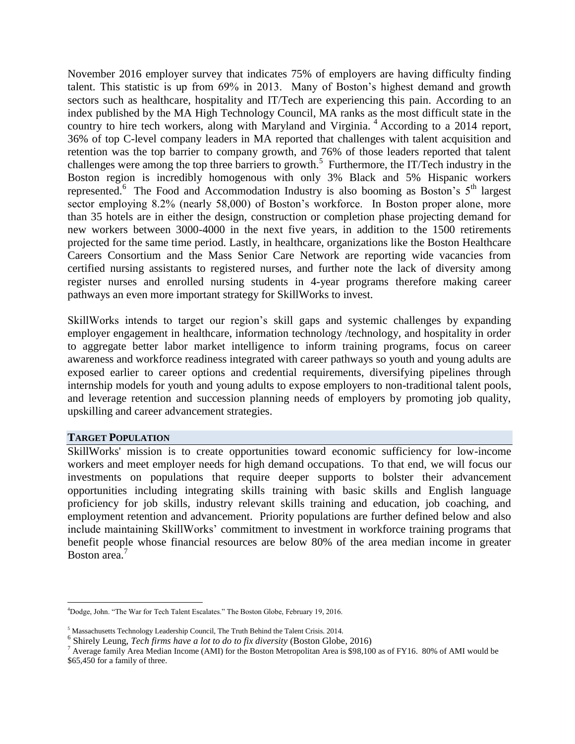November 2016 employer survey that indicates 75% of employers are having difficulty finding talent. This statistic is up from 69% in 2013. Many of Boston's highest demand and growth sectors such as healthcare, hospitality and IT/Tech are experiencing this pain. According to an index published by the MA High Technology Council, MA ranks as the most difficult state in the country to hire tech workers, along with Maryland and Virginia. [4] According to a 2014 report, 36% of top C-level company leaders in MA reported that challenges with talent acquisition and retention was the top barrier to company growth, and 76% of those leaders reported that talent challenges were among the top three barriers to growth.[5] Furthermore, the IT/Tech industry in the Boston region is incredibly homogenous with only 3% Black and 5% Hispanic workers represented.[6] The Food and Accommodation Industry is also booming as Boston's 5th largest sector employing 8.2% (nearly 58,000) of Boston's workforce. In Boston proper alone, more than 35 hotels are in either the design, construction or completion phase projecting demand for new workers between 3000-4000 in the next five years, in addition to the 1500 retirements projected for the same time period. Lastly, in healthcare, organizations like the Boston Healthcare Careers Consortium and the Mass Senior Care Network are reporting wide vacancies from certified nursing assistants to registered nurses, and further note the lack of diversity among register nurses and enrolled nursing students in 4-year programs therefore making career pathways an even more important strategy for SkillWorks to invest.

SkillWorks intends to target our region's skill gaps and systemic challenges by expanding employer engagement in healthcare, information technology /technology, and hospitality in order to aggregate better labor market intelligence to inform training programs, focus on career awareness and workforce readiness integrated with career pathways so youth and young adults are exposed earlier to career options and credential requirements, diversifying pipelines through internship models for youth and young adults to expose employers to non-traditional talent pools, and leverage retention and succession planning needs of employers by promoting job quality, upskilling and career advancement strategies.

## TARGET POPULATION

SkillWorks' mission is to create opportunities toward economic sufficiency for low-income workers and meet employer needs for high demand occupations. To that end, we will focus our investments on populations that require deeper supports to bolster their advancement opportunities including integrating skills training with basic skills and English language proficiency for job skills, industry relevant skills training and education, job coaching, and employment retention and advancement. Priority populations are further defined below and also include maintaining SkillWorks' commitment to investment in workforce training programs that benefit people whose financial resources are below 80% of the area median income in greater Boston area.[7]

---

[4] Dodge, John. "The War for Tech Talent Escalates." The Boston Globe, February 19, 2016.

[5] Massachusetts Technology Leadership Council, The Truth Behind the Talent Crisis. 2014.

[6] Shirely Leung, *Tech firms have a lot to do to fix diversity* (Boston Globe, 2016)

[7] Average family Area Median Income (AMI) for the Boston Metropolitan Area is $98,100 as of FY16. 80% of AMI would be $65,450 for a family of three.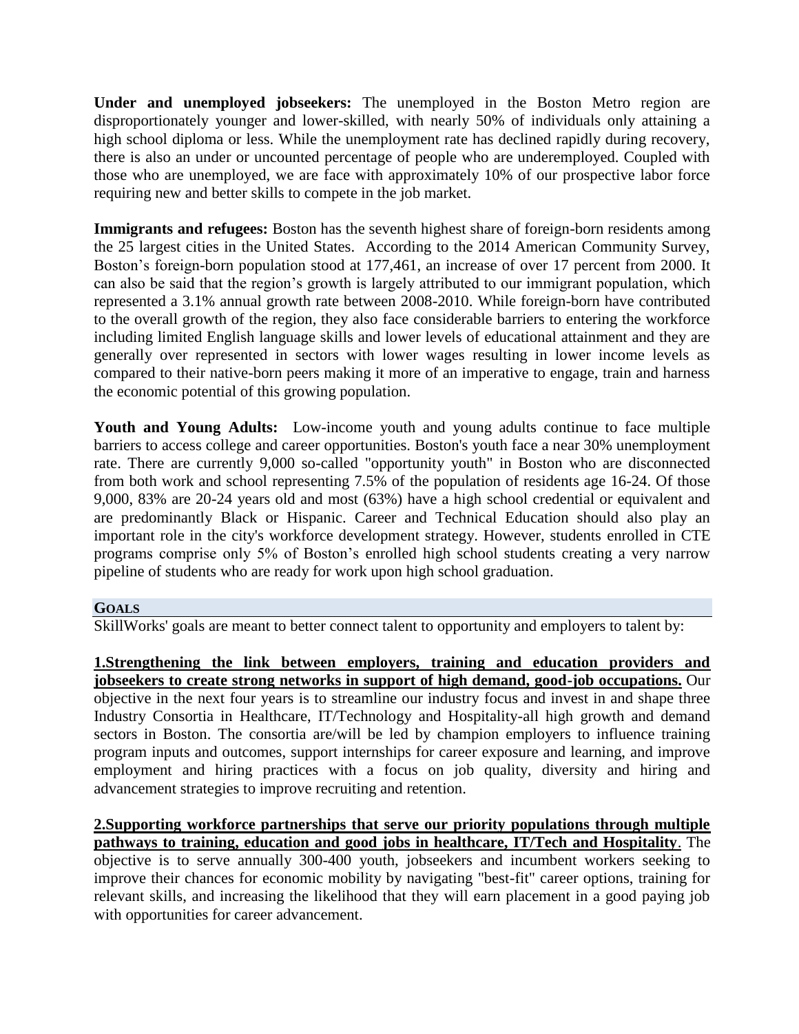**Under and unemployed jobseekers:** The unemployed in the Boston Metro region are disproportionately younger and lower-skilled, with nearly 50% of individuals only attaining a high school diploma or less. While the unemployment rate has declined rapidly during recovery, there is also an under or uncounted percentage of people who are underemployed. Coupled with those who are unemployed, we are face with approximately 10% of our prospective labor force requiring new and better skills to compete in the job market.

**Immigrants and refugees:** Boston has the seventh highest share of foreign-born residents among the 25 largest cities in the United States. According to the 2014 American Community Survey, Boston's foreign-born population stood at 177,461, an increase of over 17 percent from 2000. It can also be said that the region's growth is largely attributed to our immigrant population, which represented a 3.1% annual growth rate between 2008-2010. While foreign-born have contributed to the overall growth of the region, they also face considerable barriers to entering the workforce including limited English language skills and lower levels of educational attainment and they are generally over represented in sectors with lower wages resulting in lower income levels as compared to their native-born peers making it more of an imperative to engage, train and harness the economic potential of this growing population.

**Youth and Young Adults:** Low-income youth and young adults continue to face multiple barriers to access college and career opportunities. Boston's youth face a near 30% unemployment rate. There are currently 9,000 so-called "opportunity youth" in Boston who are disconnected from both work and school representing 7.5% of the population of residents age 16-24. Of those 9,000, 83% are 20-24 years old and most (63%) have a high school credential or equivalent and are predominantly Black or Hispanic. Career and Technical Education should also play an important role in the city's workforce development strategy. However, students enrolled in CTE programs comprise only 5% of Boston's enrolled high school students creating a very narrow pipeline of students who are ready for work upon high school graduation.

## GOALS

SkillWorks' goals are meant to better connect talent to opportunity and employers to talent by:

**1.Strengthening the link between employers, training and education providers and jobseekers to create strong networks in support of high demand, good-job occupations.** Our objective in the next four years is to streamline our industry focus and invest in and shape three Industry Consortia in Healthcare, IT/Technology and Hospitality-all high growth and demand sectors in Boston. The consortia are/will be led by champion employers to influence training program inputs and outcomes, support internships for career exposure and learning, and improve employment and hiring practices with a focus on job quality, diversity and hiring and advancement strategies to improve recruiting and retention.

**2.Supporting workforce partnerships that serve our priority populations through multiple pathways to training, education and good jobs in healthcare, IT/Tech and Hospitality**. The objective is to serve annually 300-400 youth, jobseekers and incumbent workers seeking to improve their chances for economic mobility by navigating "best-fit" career options, training for relevant skills, and increasing the likelihood that they will earn placement in a good paying job with opportunities for career advancement.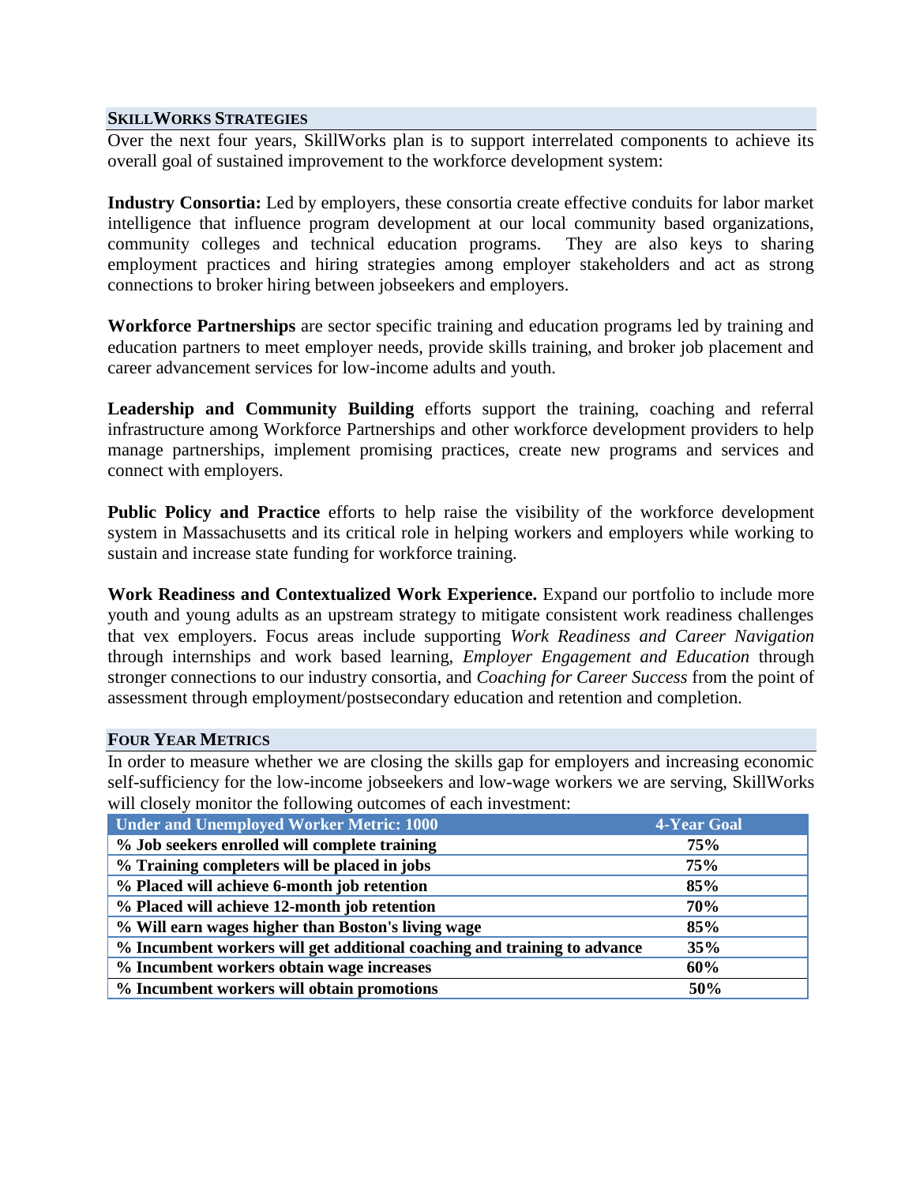## SkillWorks Strategies

Over the next four years, SkillWorks plan is to support interrelated components to achieve its overall goal of sustained improvement to the workforce development system:

**Industry Consortia:** Led by employers, these consortia create effective conduits for labor market intelligence that influence program development at our local community based organizations, community colleges and technical education programs. They are also keys to sharing employment practices and hiring strategies among employer stakeholders and act as strong connections to broker hiring between jobseekers and employers.

**Workforce Partnerships** are sector specific training and education programs led by training and education partners to meet employer needs, provide skills training, and broker job placement and career advancement services for low-income adults and youth.

**Leadership and Community Building** efforts support the training, coaching and referral infrastructure among Workforce Partnerships and other workforce development providers to help manage partnerships, implement promising practices, create new programs and services and connect with employers.

**Public Policy and Practice** efforts to help raise the visibility of the workforce development system in Massachusetts and its critical role in helping workers and employers while working to sustain and increase state funding for workforce training.

**Work Readiness and Contextualized Work Experience.** Expand our portfolio to include more youth and young adults as an upstream strategy to mitigate consistent work readiness challenges that vex employers. Focus areas include supporting *Work Readiness and Career Navigation* through internships and work based learning, *Employer Engagement and Education* through stronger connections to our industry consortia, and *Coaching for Career Success* from the point of assessment through employment/postsecondary education and retention and completion.

## Four Year Metrics

In order to measure whether we are closing the skills gap for employers and increasing economic self-sufficiency for the low-income jobseekers and low-wage workers we are serving, SkillWorks will closely monitor the following outcomes of each investment:

| Under and Unemployed Worker Metric: 1000 | 4-Year Goal |
|---|---|
| % Job seekers enrolled will complete training | 75% |
| % Training completers will be placed in jobs | 75% |
| % Placed will achieve 6-month job retention | 85% |
| % Placed will achieve 12-month job retention | 70% |
| % Will earn wages higher than Boston's living wage | 85% |
| % Incumbent workers will get additional coaching and training to advance | 35% |
| % Incumbent workers obtain wage increases | 60% |
| % Incumbent workers will obtain promotions | 50% |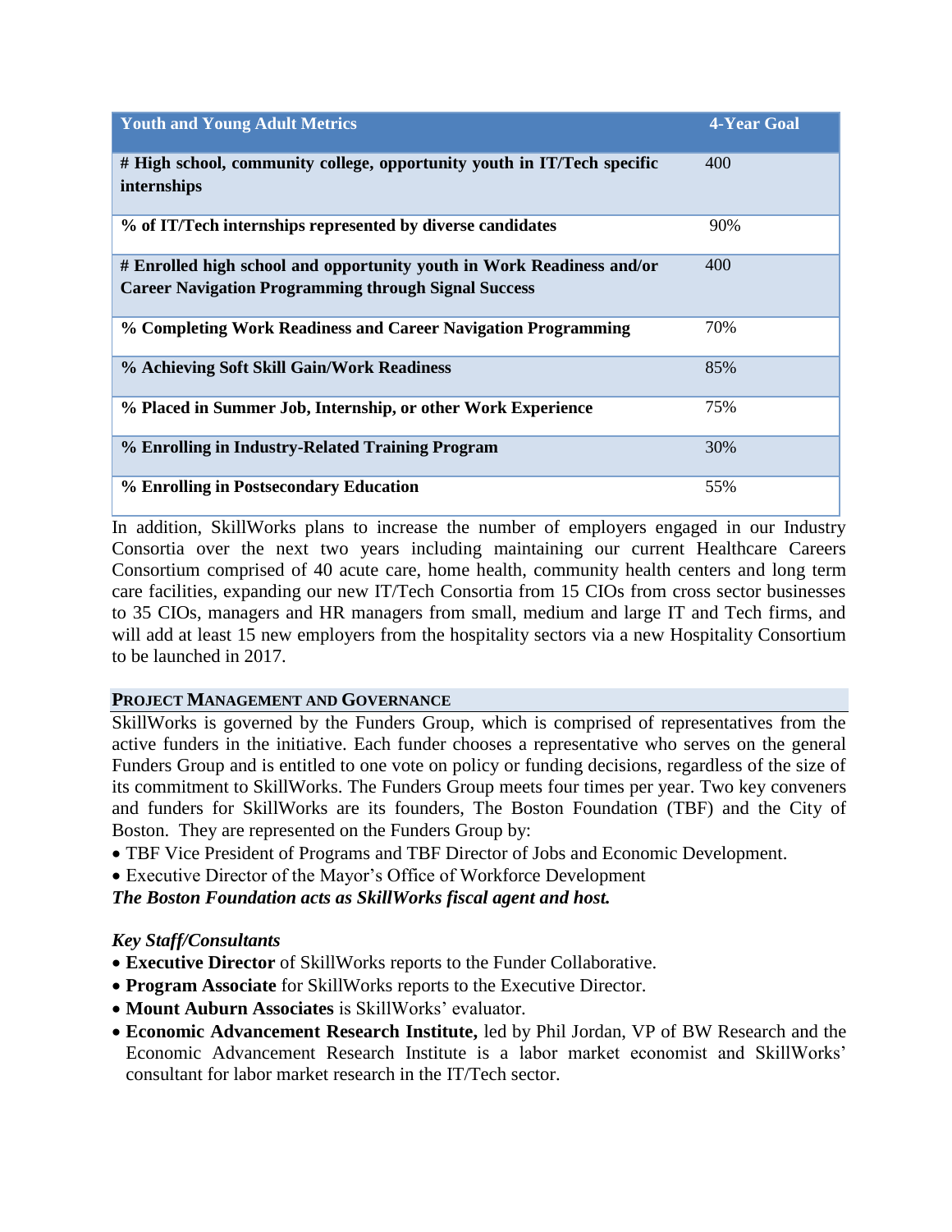| Youth and Young Adult Metrics | 4-Year Goal |
| --- | --- |
| **# High school, community college, opportunity youth in IT/Tech specific internships** | 400 |
| **% of IT/Tech internships represented by diverse candidates** | 90% |
| **# Enrolled high school and opportunity youth in Work Readiness and/or Career Navigation Programming through Signal Success** | 400 |
| **% Completing Work Readiness and Career Navigation Programming** | 70% |
| **% Achieving Soft Skill Gain/Work Readiness** | 85% |
| **% Placed in Summer Job, Internship, or other Work Experience** | 75% |
| **% Enrolling in Industry-Related Training Program** | 30% |
| **% Enrolling in Postsecondary Education** | 55% |

In addition, SkillWorks plans to increase the number of employers engaged in our Industry Consortia over the next two years including maintaining our current Healthcare Careers Consortium comprised of 40 acute care, home health, community health centers and long term care facilities, expanding our new IT/Tech Consortia from 15 CIOs from cross sector businesses to 35 CIOs, managers and HR managers from small, medium and large IT and Tech firms, and will add at least 15 new employers from the hospitality sectors via a new Hospitality Consortium to be launched in 2017.

## PROJECT MANAGEMENT AND GOVERNANCE

SkillWorks is governed by the Funders Group, which is comprised of representatives from the active funders in the initiative. Each funder chooses a representative who serves on the general Funders Group and is entitled to one vote on policy or funding decisions, regardless of the size of its commitment to SkillWorks. The Funders Group meets four times per year. Two key conveners and funders for SkillWorks are its founders, The Boston Foundation (TBF) and the City of Boston. They are represented on the Funders Group by:

- TBF Vice President of Programs and TBF Director of Jobs and Economic Development.
- Executive Director of the Mayor's Office of Workforce Development

***The Boston Foundation acts as SkillWorks fiscal agent and host.***

***Key Staff/Consultants***

- **Executive Director** of SkillWorks reports to the Funder Collaborative.
- **Program Associate** for SkillWorks reports to the Executive Director.
- **Mount Auburn Associates** is SkillWorks' evaluator.
- **Economic Advancement Research Institute,** led by Phil Jordan, VP of BW Research and the Economic Advancement Research Institute is a labor market economist and SkillWorks' consultant for labor market research in the IT/Tech sector.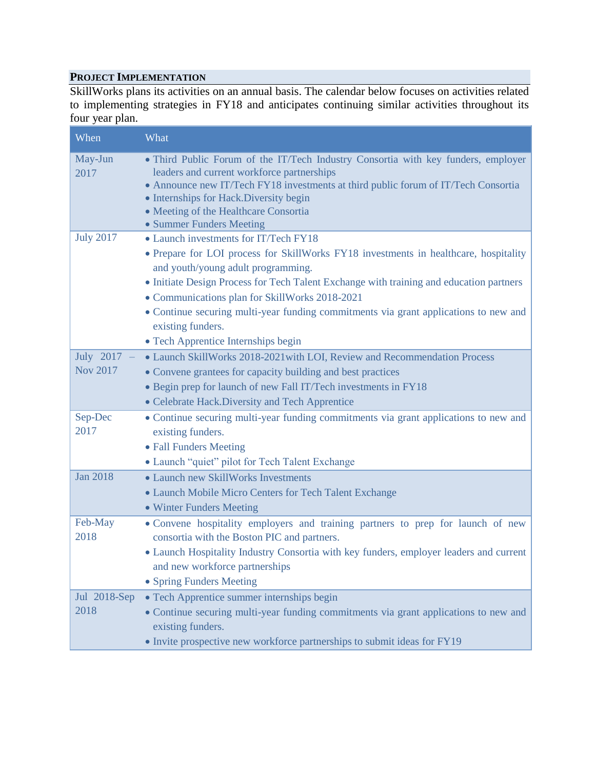**PROJECT IMPLEMENTATION**

SkillWorks plans its activities on an annual basis. The calendar below focuses on activities related to implementing strategies in FY18 and anticipates continuing similar activities throughout its four year plan.

| When | What |
|---|---|
| May-Jun 2017 | • Third Public Forum of the IT/Tech Industry Consortia with key funders, employer leaders and current workforce partnerships<br>• Announce new IT/Tech FY18 investments at third public forum of IT/Tech Consortia<br>• Internships for Hack.Diversity begin<br>• Meeting of the Healthcare Consortia<br>• Summer Funders Meeting |
| July 2017 | • Launch investments for IT/Tech FY18<br>• Prepare for LOI process for SkillWorks FY18 investments in healthcare, hospitality and youth/young adult programming.<br>• Initiate Design Process for Tech Talent Exchange with training and education partners<br>• Communications plan for SkillWorks 2018-2021<br>• Continue securing multi-year funding commitments via grant applications to new and existing funders.<br>• Tech Apprentice Internships begin |
| July 2017 – Nov 2017 | • Launch SkillWorks 2018-2021with LOI, Review and Recommendation Process<br>• Convene grantees for capacity building and best practices<br>• Begin prep for launch of new Fall IT/Tech investments in FY18<br>• Celebrate Hack.Diversity and Tech Apprentice |
| Sep-Dec 2017 | • Continue securing multi-year funding commitments via grant applications to new and existing funders.<br>• Fall Funders Meeting<br>• Launch "quiet" pilot for Tech Talent Exchange |
| Jan 2018 | • Launch new SkillWorks Investments<br>• Launch Mobile Micro Centers for Tech Talent Exchange<br>• Winter Funders Meeting |
| Feb-May 2018 | • Convene hospitality employers and training partners to prep for launch of new consortia with the Boston PIC and partners.<br>• Launch Hospitality Industry Consortia with key funders, employer leaders and current and new workforce partnerships<br>• Spring Funders Meeting |
| Jul 2018-Sep 2018 | • Tech Apprentice summer internships begin<br>• Continue securing multi-year funding commitments via grant applications to new and existing funders.<br>• Invite prospective new workforce partnerships to submit ideas for FY19 |